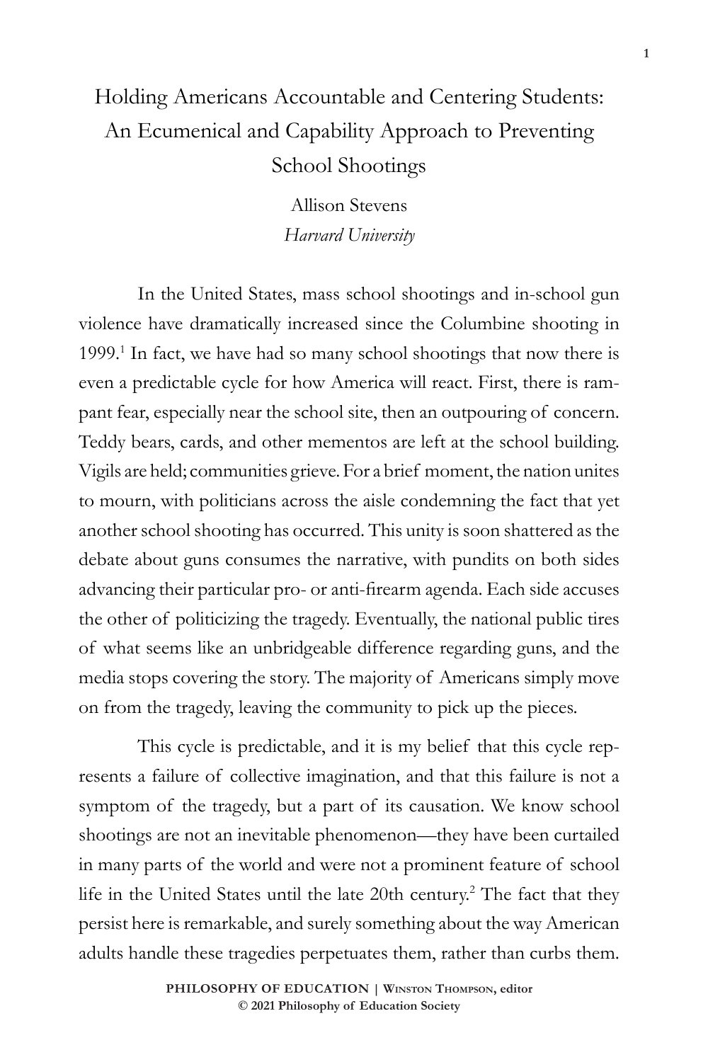# Holding Americans Accountable and Centering Students: An Ecumenical and Capability Approach to Preventing School Shootings

Allison Stevens
*Harvard University*

In the United States, mass school shootings and in-school gun violence have dramatically increased since the Columbine shooting in 1999.[1] In fact, we have had so many school shootings that now there is even a predictable cycle for how America will react. First, there is rampant fear, especially near the school site, then an outpouring of concern. Teddy bears, cards, and other mementos are left at the school building. Vigils are held; communities grieve. For a brief moment, the nation unites to mourn, with politicians across the aisle condemning the fact that yet another school shooting has occurred. This unity is soon shattered as the debate about guns consumes the narrative, with pundits on both sides advancing their particular pro- or anti-firearm agenda. Each side accuses the other of politicizing the tragedy. Eventually, the national public tires of what seems like an unbridgeable difference regarding guns, and the media stops covering the story. The majority of Americans simply move on from the tragedy, leaving the community to pick up the pieces.

This cycle is predictable, and it is my belief that this cycle represents a failure of collective imagination, and that this failure is not a symptom of the tragedy, but a part of its causation. We know school shootings are not an inevitable phenomenon—they have been curtailed in many parts of the world and were not a prominent feature of school life in the United States until the late 20th century.[2] The fact that they persist here is remarkable, and surely something about the way American adults handle these tragedies perpetuates them, rather than curbs them.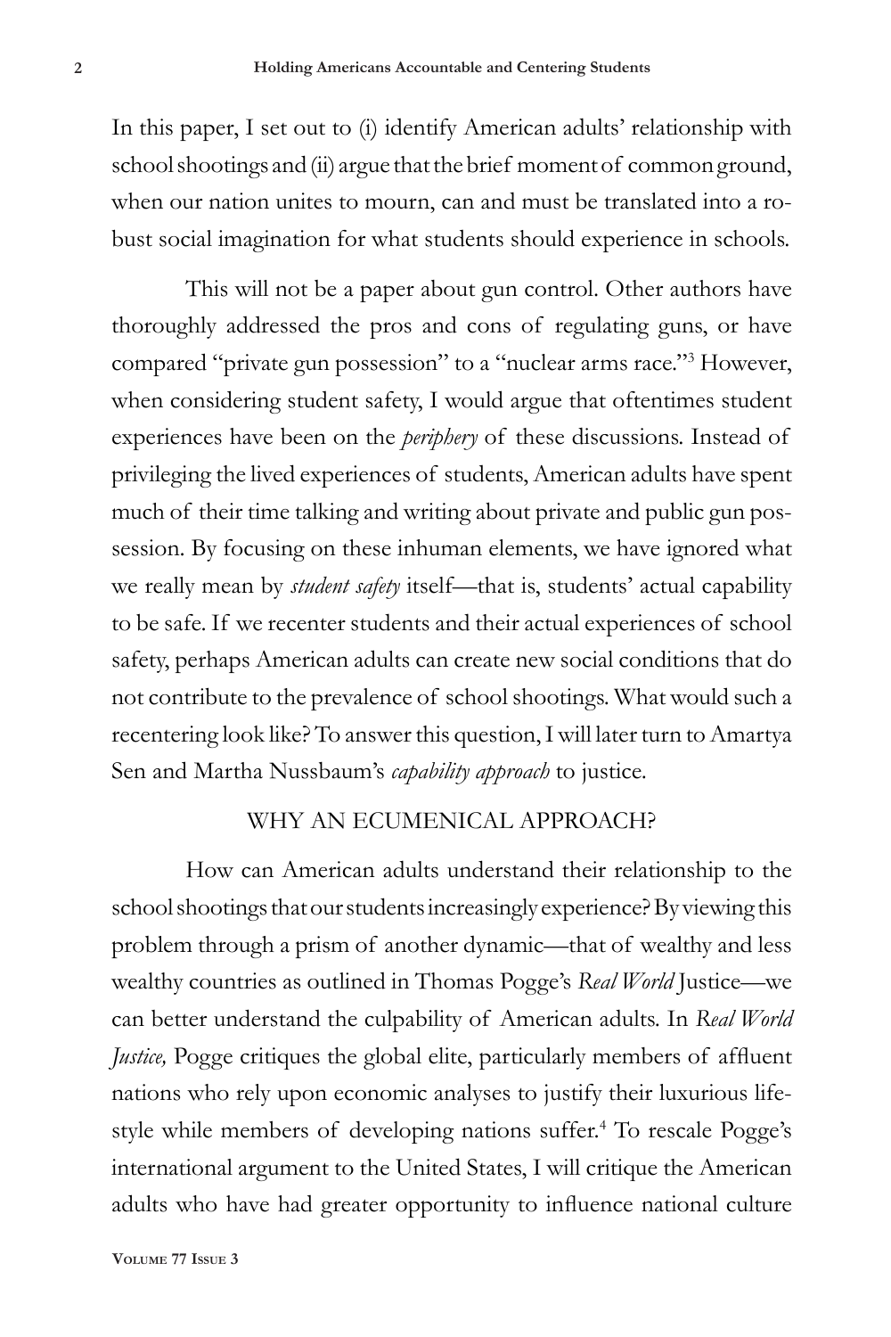In this paper, I set out to (i) identify American adults' relationship with school shootings and (ii) argue that the brief moment of common ground, when our nation unites to mourn, can and must be translated into a robust social imagination for what students should experience in schools.

This will not be a paper about gun control. Other authors have thoroughly addressed the pros and cons of regulating guns, or have compared "private gun possession" to a "nuclear arms race."[3] However, when considering student safety, I would argue that oftentimes student experiences have been on the *periphery* of these discussions. Instead of privileging the lived experiences of students, American adults have spent much of their time talking and writing about private and public gun possession. By focusing on these inhuman elements, we have ignored what we really mean by *student safety* itself—that is, students' actual capability to be safe. If we recenter students and their actual experiences of school safety, perhaps American adults can create new social conditions that do not contribute to the prevalence of school shootings. What would such a recentering look like? To answer this question, I will later turn to Amartya Sen and Martha Nussbaum's *capability approach* to justice.

## WHY AN ECUMENICAL APPROACH?

How can American adults understand their relationship to the school shootings that our students increasingly experience? By viewing this problem through a prism of another dynamic—that of wealthy and less wealthy countries as outlined in Thomas Pogge's *Real World* Justice—we can better understand the culpability of American adults. In *Real World Justice,* Pogge critiques the global elite, particularly members of affluent nations who rely upon economic analyses to justify their luxurious lifestyle while members of developing nations suffer.[4] To rescale Pogge's international argument to the United States, I will critique the American adults who have had greater opportunity to influence national culture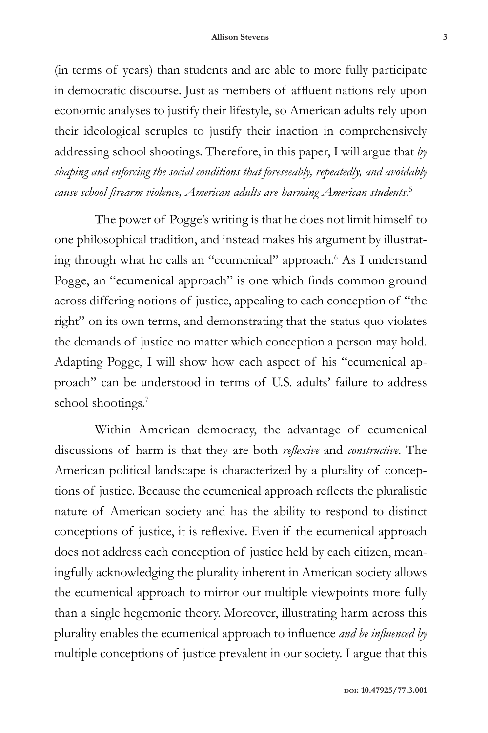(in terms of years) than students and are able to more fully participate in democratic discourse. Just as members of affluent nations rely upon economic analyses to justify their lifestyle, so American adults rely upon their ideological scruples to justify their inaction in comprehensively addressing school shootings. Therefore, in this paper, I will argue that *by shaping and enforcing the social conditions that foreseeably, repeatedly, and avoidably cause school firearm violence, American adults are harming American students*.[5]

The power of Pogge's writing is that he does not limit himself to one philosophical tradition, and instead makes his argument by illustrating through what he calls an "ecumenical" approach.[6] As I understand Pogge, an "ecumenical approach" is one which finds common ground across differing notions of justice, appealing to each conception of "the right" on its own terms, and demonstrating that the status quo violates the demands of justice no matter which conception a person may hold. Adapting Pogge, I will show how each aspect of his "ecumenical approach" can be understood in terms of U.S. adults' failure to address school shootings.[7]

Within American democracy, the advantage of ecumenical discussions of harm is that they are both *reflexive* and *constructive*. The American political landscape is characterized by a plurality of conceptions of justice. Because the ecumenical approach reflects the pluralistic nature of American society and has the ability to respond to distinct conceptions of justice, it is reflexive. Even if the ecumenical approach does not address each conception of justice held by each citizen, meaningfully acknowledging the plurality inherent in American society allows the ecumenical approach to mirror our multiple viewpoints more fully than a single hegemonic theory. Moreover, illustrating harm across this plurality enables the ecumenical approach to influence *and be influenced by* multiple conceptions of justice prevalent in our society. I argue that this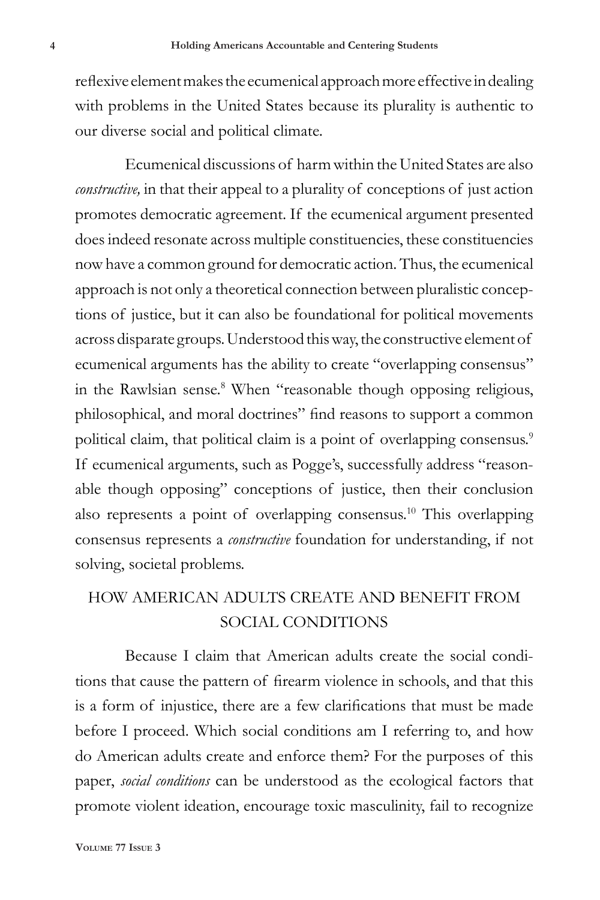reflexive element makes the ecumenical approach more effective in dealing with problems in the United States because its plurality is authentic to our diverse social and political climate.

Ecumenical discussions of harm within the United States are also *constructive,* in that their appeal to a plurality of conceptions of just action promotes democratic agreement. If the ecumenical argument presented does indeed resonate across multiple constituencies, these constituencies now have a common ground for democratic action. Thus, the ecumenical approach is not only a theoretical connection between pluralistic conceptions of justice, but it can also be foundational for political movements across disparate groups. Understood this way, the constructive element of ecumenical arguments has the ability to create "overlapping consensus" in the Rawlsian sense.[8] When "reasonable though opposing religious, philosophical, and moral doctrines" find reasons to support a common political claim, that political claim is a point of overlapping consensus.[9] If ecumenical arguments, such as Pogge's, successfully address "reasonable though opposing" conceptions of justice, then their conclusion also represents a point of overlapping consensus.[10] This overlapping consensus represents a *constructive* foundation for understanding, if not solving, societal problems.

## HOW AMERICAN ADULTS CREATE AND BENEFIT FROM SOCIAL CONDITIONS

Because I claim that American adults create the social conditions that cause the pattern of firearm violence in schools, and that this is a form of injustice, there are a few clarifications that must be made before I proceed. Which social conditions am I referring to, and how do American adults create and enforce them? For the purposes of this paper, *social conditions* can be understood as the ecological factors that promote violent ideation, encourage toxic masculinity, fail to recognize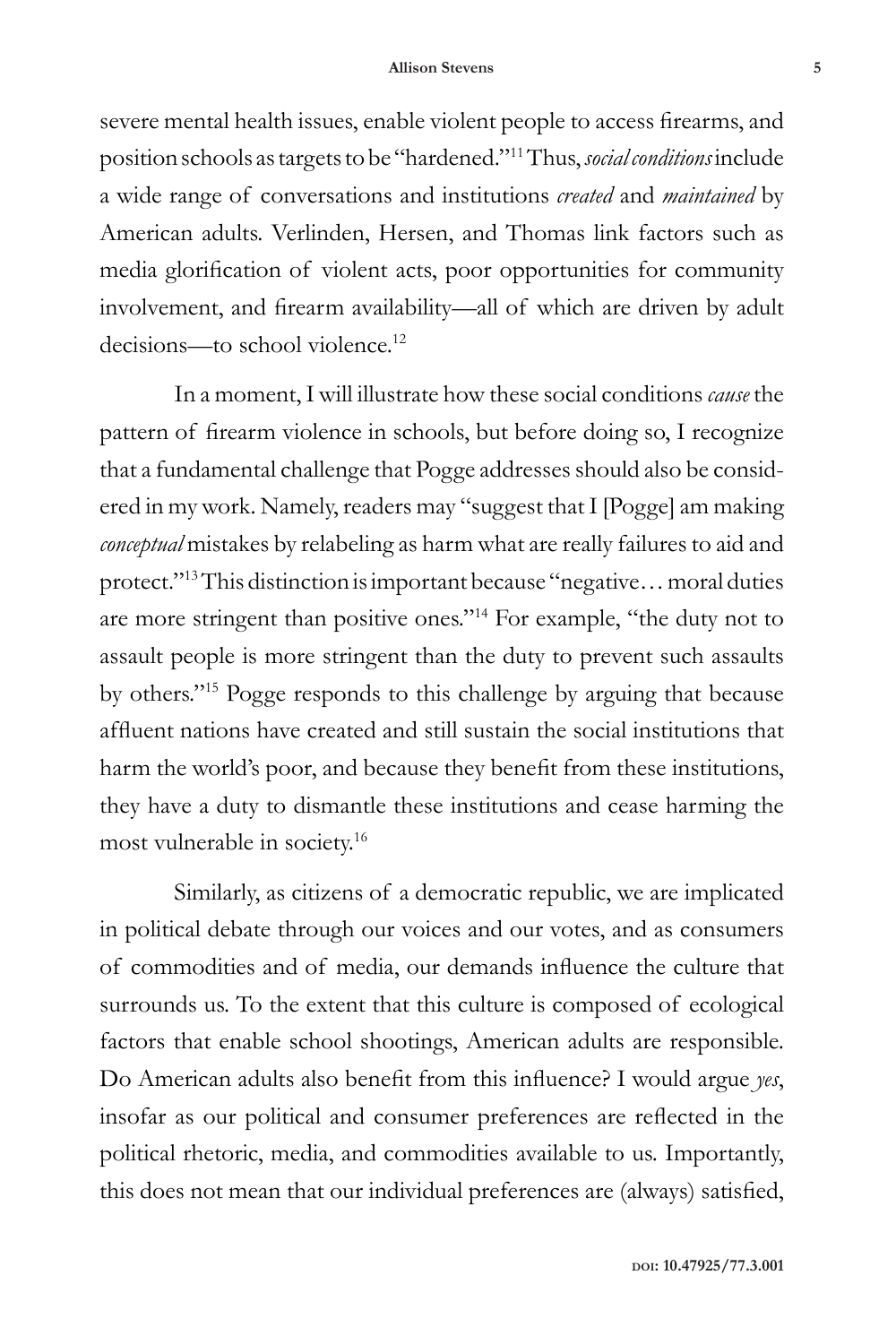severe mental health issues, enable violent people to access firearms, and position schools as targets to be "hardened."[11] Thus, *social conditions* include a wide range of conversations and institutions *created* and *maintained* by American adults. Verlinden, Hersen, and Thomas link factors such as media glorification of violent acts, poor opportunities for community involvement, and firearm availability—all of which are driven by adult decisions—to school violence.[12]

In a moment, I will illustrate how these social conditions *cause* the pattern of firearm violence in schools, but before doing so, I recognize that a fundamental challenge that Pogge addresses should also be considered in my work. Namely, readers may "suggest that I [Pogge] am making *conceptual* mistakes by relabeling as harm what are really failures to aid and protect."[13] This distinction is important because "negative… moral duties are more stringent than positive ones."[14] For example, "the duty not to assault people is more stringent than the duty to prevent such assaults by others."[15] Pogge responds to this challenge by arguing that because affluent nations have created and still sustain the social institutions that harm the world's poor, and because they benefit from these institutions, they have a duty to dismantle these institutions and cease harming the most vulnerable in society.[16]

Similarly, as citizens of a democratic republic, we are implicated in political debate through our voices and our votes, and as consumers of commodities and of media, our demands influence the culture that surrounds us. To the extent that this culture is composed of ecological factors that enable school shootings, American adults are responsible. Do American adults also benefit from this influence? I would argue *yes*, insofar as our political and consumer preferences are reflected in the political rhetoric, media, and commodities available to us. Importantly, this does not mean that our individual preferences are (always) satisfied,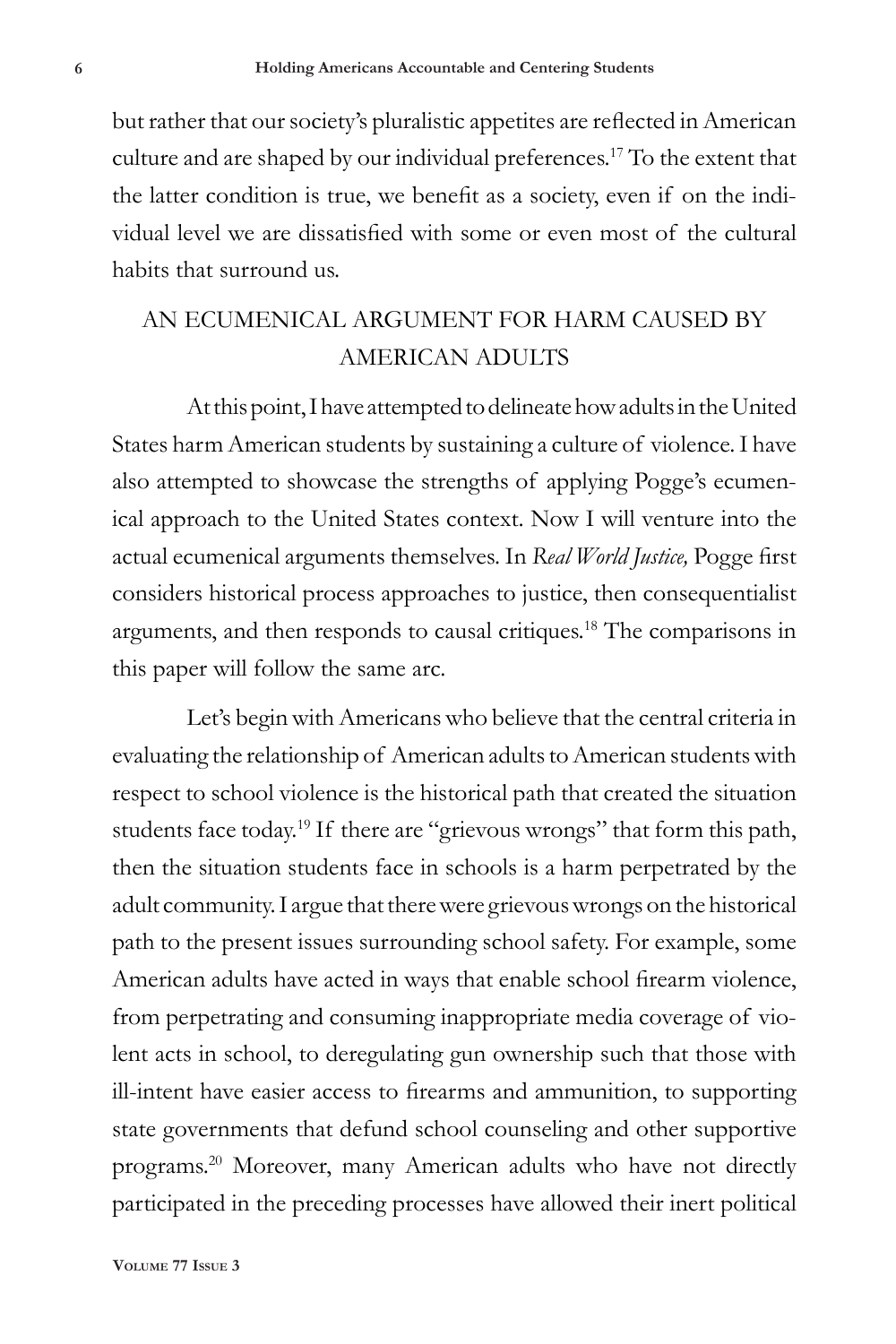but rather that our society's pluralistic appetites are reflected in American culture and are shaped by our individual preferences.[17] To the extent that the latter condition is true, we benefit as a society, even if on the individual level we are dissatisfied with some or even most of the cultural habits that surround us.

## AN ECUMENICAL ARGUMENT FOR HARM CAUSED BY AMERICAN ADULTS

At this point, I have attempted to delineate how adults in the United States harm American students by sustaining a culture of violence. I have also attempted to showcase the strengths of applying Pogge's ecumenical approach to the United States context. Now I will venture into the actual ecumenical arguments themselves. In *Real World Justice,* Pogge first considers historical process approaches to justice, then consequentialist arguments, and then responds to causal critiques.[18] The comparisons in this paper will follow the same arc.

Let's begin with Americans who believe that the central criteria in evaluating the relationship of American adults to American students with respect to school violence is the historical path that created the situation students face today.[19] If there are "grievous wrongs" that form this path, then the situation students face in schools is a harm perpetrated by the adult community. I argue that there were grievous wrongs on the historical path to the present issues surrounding school safety. For example, some American adults have acted in ways that enable school firearm violence, from perpetrating and consuming inappropriate media coverage of violent acts in school, to deregulating gun ownership such that those with ill-intent have easier access to firearms and ammunition, to supporting state governments that defund school counseling and other supportive programs.[20] Moreover, many American adults who have not directly participated in the preceding processes have allowed their inert political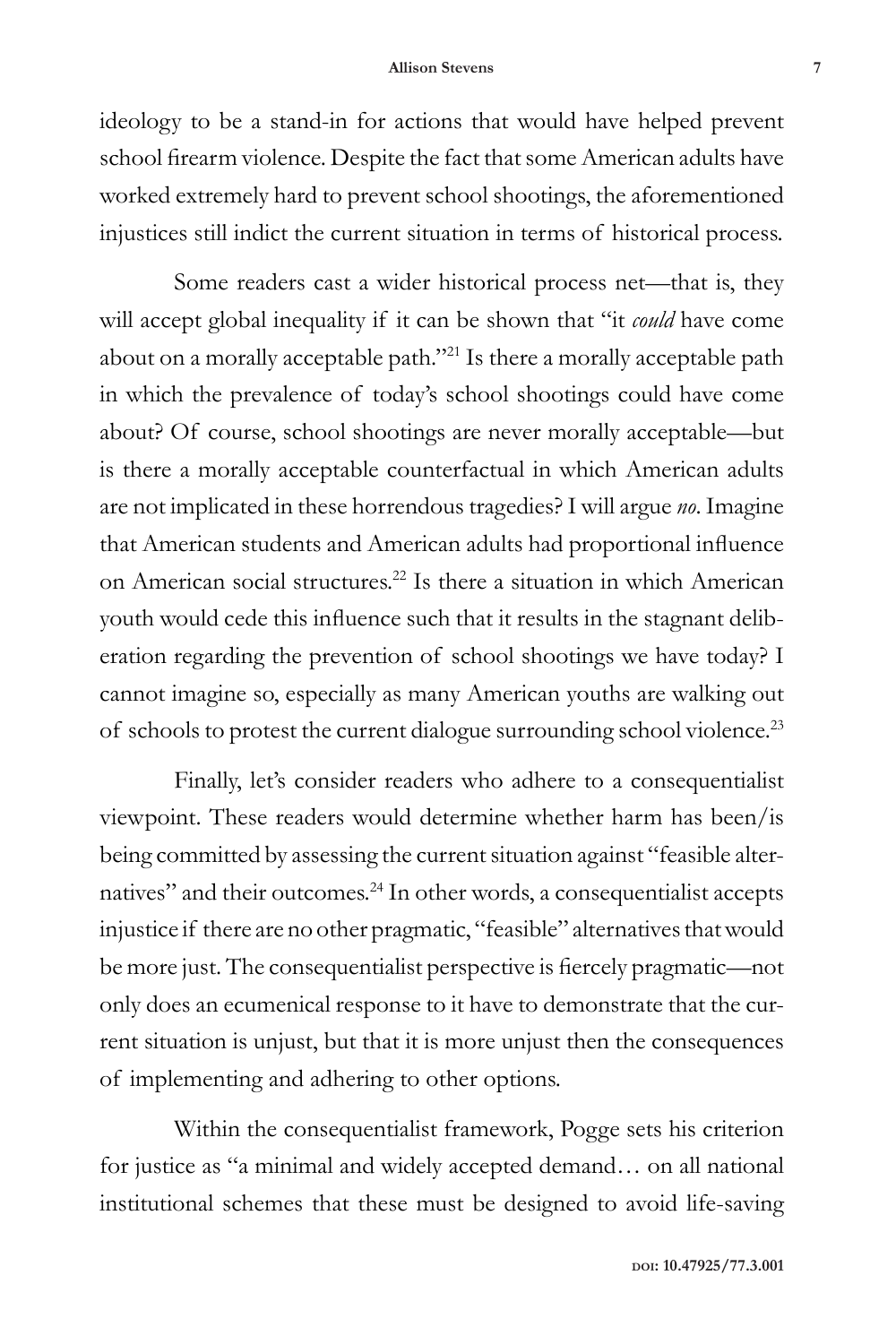ideology to be a stand-in for actions that would have helped prevent school firearm violence. Despite the fact that some American adults have worked extremely hard to prevent school shootings, the aforementioned injustices still indict the current situation in terms of historical process.

Some readers cast a wider historical process net—that is, they will accept global inequality if it can be shown that "it *could* have come about on a morally acceptable path."[21] Is there a morally acceptable path in which the prevalence of today's school shootings could have come about? Of course, school shootings are never morally acceptable—but is there a morally acceptable counterfactual in which American adults are not implicated in these horrendous tragedies? I will argue *no*. Imagine that American students and American adults had proportional influence on American social structures.[22] Is there a situation in which American youth would cede this influence such that it results in the stagnant deliberation regarding the prevention of school shootings we have today? I cannot imagine so, especially as many American youths are walking out of schools to protest the current dialogue surrounding school violence.[23]

Finally, let's consider readers who adhere to a consequentialist viewpoint. These readers would determine whether harm has been/is being committed by assessing the current situation against "feasible alternatives" and their outcomes.[24] In other words, a consequentialist accepts injustice if there are no other pragmatic, "feasible" alternatives that would be more just. The consequentialist perspective is fiercely pragmatic—not only does an ecumenical response to it have to demonstrate that the current situation is unjust, but that it is more unjust then the consequences of implementing and adhering to other options.

Within the consequentialist framework, Pogge sets his criterion for justice as "a minimal and widely accepted demand… on all national institutional schemes that these must be designed to avoid life-saving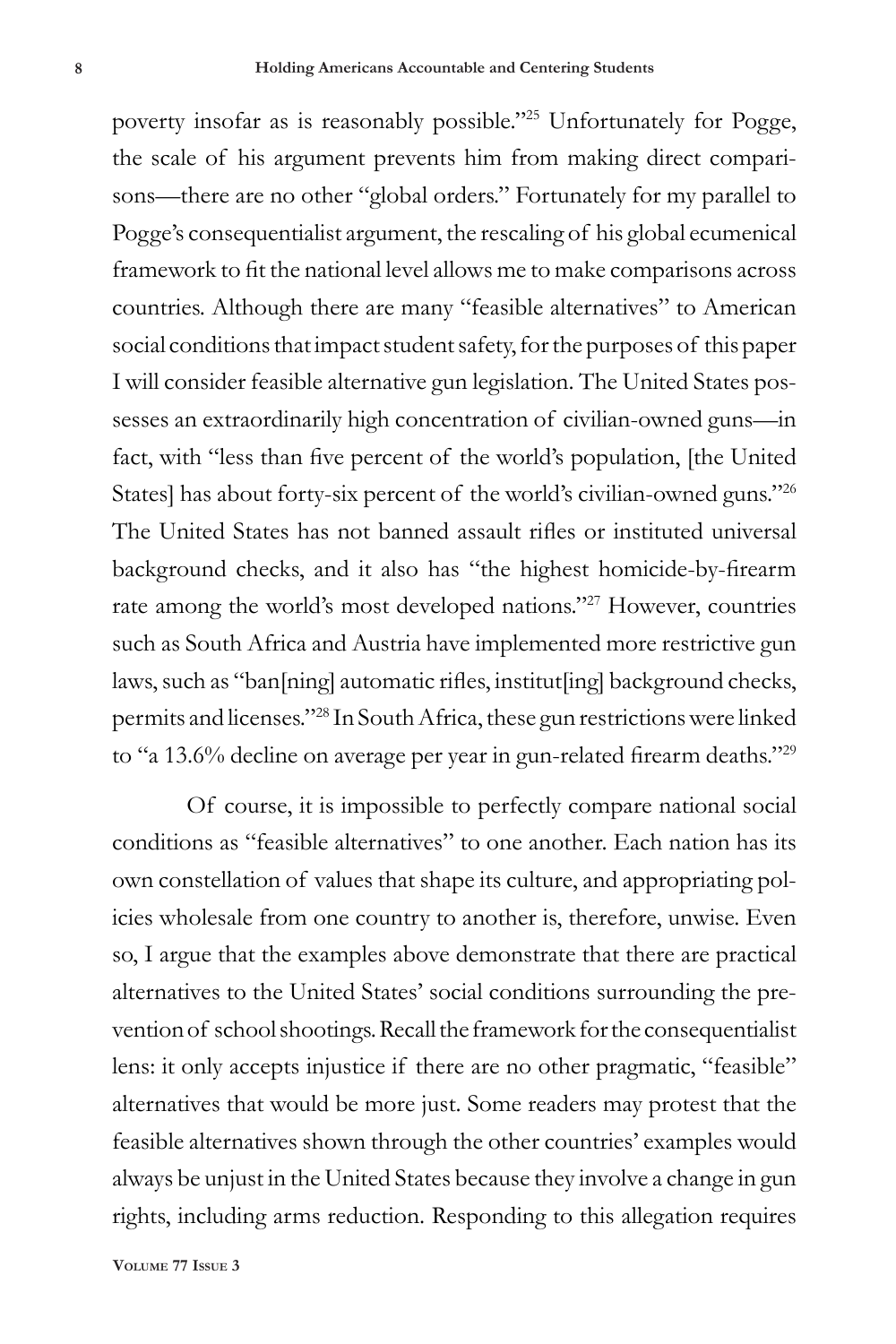poverty insofar as is reasonably possible."[25] Unfortunately for Pogge, the scale of his argument prevents him from making direct comparisons—there are no other "global orders." Fortunately for my parallel to Pogge's consequentialist argument, the rescaling of his global ecumenical framework to fit the national level allows me to make comparisons across countries. Although there are many "feasible alternatives" to American social conditions that impact student safety, for the purposes of this paper I will consider feasible alternative gun legislation. The United States possesses an extraordinarily high concentration of civilian-owned guns—in fact, with "less than five percent of the world's population, [the United States] has about forty-six percent of the world's civilian-owned guns."[26] The United States has not banned assault rifles or instituted universal background checks, and it also has "the highest homicide-by-firearm rate among the world's most developed nations."[27] However, countries such as South Africa and Austria have implemented more restrictive gun laws, such as "ban[ning] automatic rifles, institut[ing] background checks, permits and licenses."[28] In South Africa, these gun restrictions were linked to "a 13.6% decline on average per year in gun-related firearm deaths."[29]

Of course, it is impossible to perfectly compare national social conditions as "feasible alternatives" to one another. Each nation has its own constellation of values that shape its culture, and appropriating policies wholesale from one country to another is, therefore, unwise. Even so, I argue that the examples above demonstrate that there are practical alternatives to the United States' social conditions surrounding the prevention of school shootings. Recall the framework for the consequentialist lens: it only accepts injustice if there are no other pragmatic, "feasible" alternatives that would be more just. Some readers may protest that the feasible alternatives shown through the other countries' examples would always be unjust in the United States because they involve a change in gun rights, including arms reduction. Responding to this allegation requires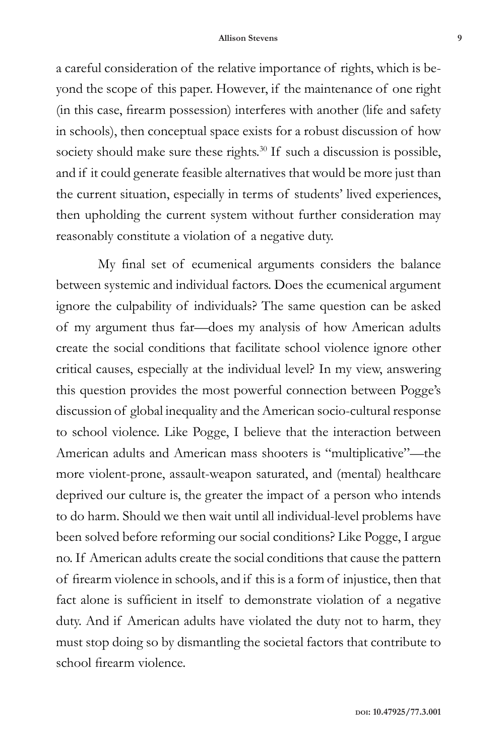a careful consideration of the relative importance of rights, which is beyond the scope of this paper. However, if the maintenance of one right (in this case, firearm possession) interferes with another (life and safety in schools), then conceptual space exists for a robust discussion of how society should make sure these rights.[30] If such a discussion is possible, and if it could generate feasible alternatives that would be more just than the current situation, especially in terms of students' lived experiences, then upholding the current system without further consideration may reasonably constitute a violation of a negative duty.

My final set of ecumenical arguments considers the balance between systemic and individual factors. Does the ecumenical argument ignore the culpability of individuals? The same question can be asked of my argument thus far—does my analysis of how American adults create the social conditions that facilitate school violence ignore other critical causes, especially at the individual level? In my view, answering this question provides the most powerful connection between Pogge's discussion of global inequality and the American socio-cultural response to school violence. Like Pogge, I believe that the interaction between American adults and American mass shooters is "multiplicative"—the more violent-prone, assault-weapon saturated, and (mental) healthcare deprived our culture is, the greater the impact of a person who intends to do harm. Should we then wait until all individual-level problems have been solved before reforming our social conditions? Like Pogge, I argue no. If American adults create the social conditions that cause the pattern of firearm violence in schools, and if this is a form of injustice, then that fact alone is sufficient in itself to demonstrate violation of a negative duty. And if American adults have violated the duty not to harm, they must stop doing so by dismantling the societal factors that contribute to school firearm violence.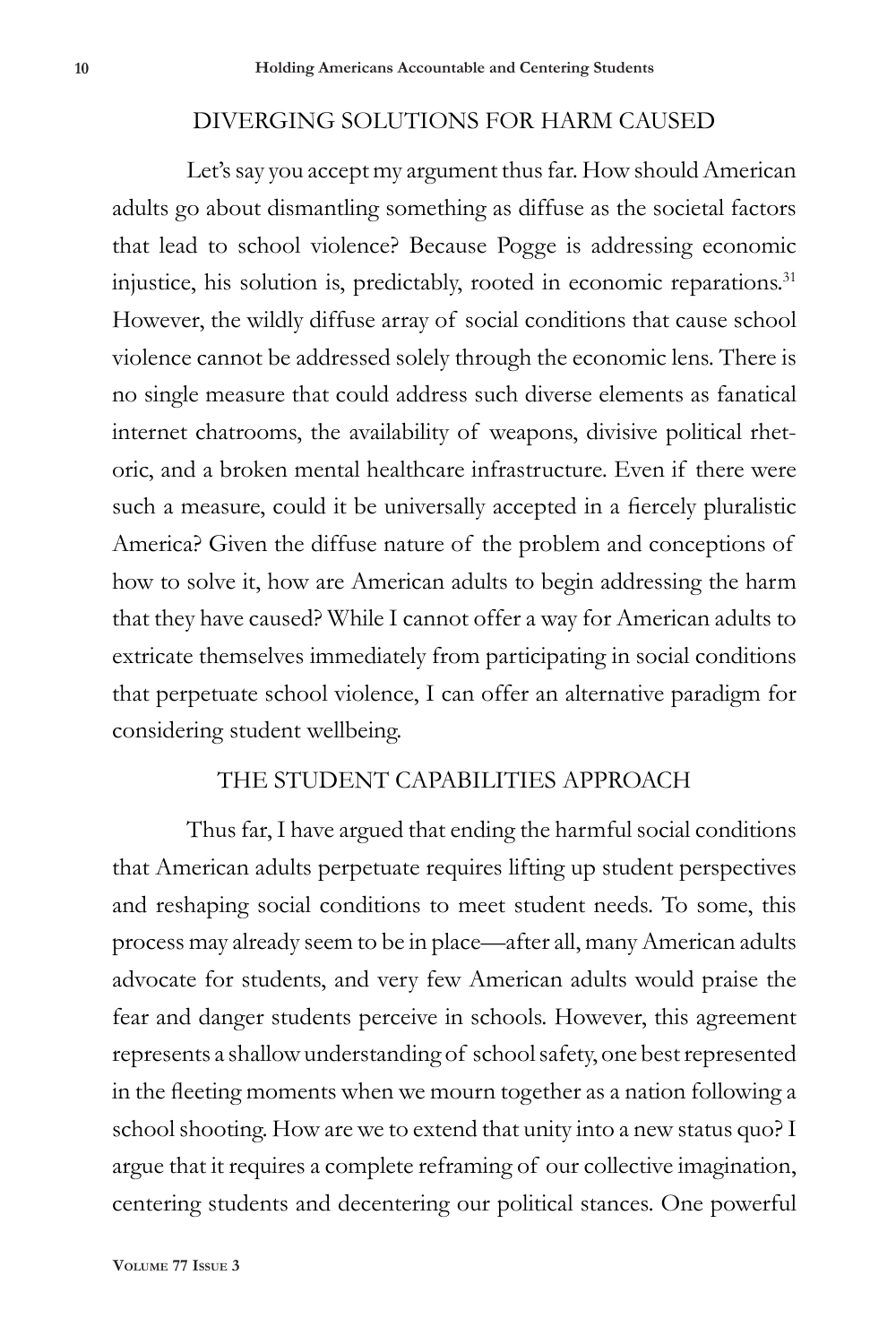## DIVERGING SOLUTIONS FOR HARM CAUSED

Let's say you accept my argument thus far. How should American adults go about dismantling something as diffuse as the societal factors that lead to school violence? Because Pogge is addressing economic injustice, his solution is, predictably, rooted in economic reparations.[31] However, the wildly diffuse array of social conditions that cause school violence cannot be addressed solely through the economic lens. There is no single measure that could address such diverse elements as fanatical internet chatrooms, the availability of weapons, divisive political rhetoric, and a broken mental healthcare infrastructure. Even if there were such a measure, could it be universally accepted in a fiercely pluralistic America? Given the diffuse nature of the problem and conceptions of how to solve it, how are American adults to begin addressing the harm that they have caused? While I cannot offer a way for American adults to extricate themselves immediately from participating in social conditions that perpetuate school violence, I can offer an alternative paradigm for considering student wellbeing.

## THE STUDENT CAPABILITIES APPROACH

Thus far, I have argued that ending the harmful social conditions that American adults perpetuate requires lifting up student perspectives and reshaping social conditions to meet student needs. To some, this process may already seem to be in place—after all, many American adults advocate for students, and very few American adults would praise the fear and danger students perceive in schools. However, this agreement represents a shallow understanding of school safety, one best represented in the fleeting moments when we mourn together as a nation following a school shooting. How are we to extend that unity into a new status quo? I argue that it requires a complete reframing of our collective imagination, centering students and decentering our political stances. One powerful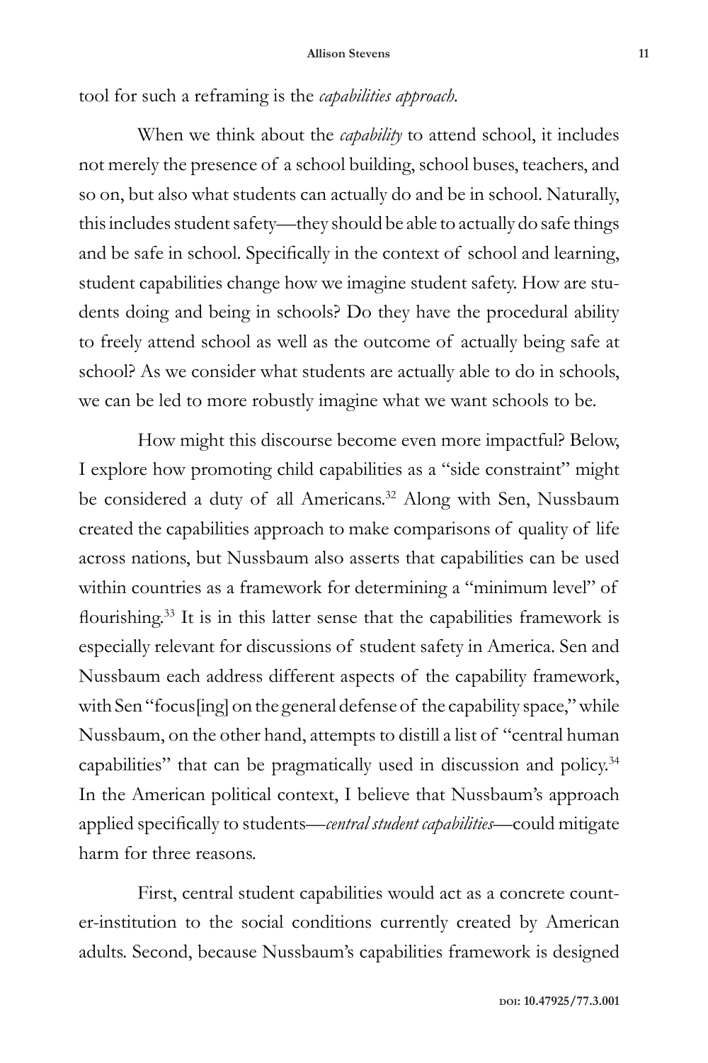tool for such a reframing is the *capabilities approach.*

When we think about the *capability* to attend school, it includes not merely the presence of a school building, school buses, teachers, and so on, but also what students can actually do and be in school. Naturally, this includes student safety—they should be able to actually do safe things and be safe in school. Specifically in the context of school and learning, student capabilities change how we imagine student safety. How are students doing and being in schools? Do they have the procedural ability to freely attend school as well as the outcome of actually being safe at school? As we consider what students are actually able to do in schools, we can be led to more robustly imagine what we want schools to be.

How might this discourse become even more impactful? Below, I explore how promoting child capabilities as a "side constraint" might be considered a duty of all Americans.[32] Along with Sen, Nussbaum created the capabilities approach to make comparisons of quality of life across nations, but Nussbaum also asserts that capabilities can be used within countries as a framework for determining a "minimum level" of flourishing.[33] It is in this latter sense that the capabilities framework is especially relevant for discussions of student safety in America. Sen and Nussbaum each address different aspects of the capability framework, with Sen "focus[ing] on the general defense of the capability space," while Nussbaum, on the other hand, attempts to distill a list of "central human capabilities" that can be pragmatically used in discussion and policy.[34] In the American political context, I believe that Nussbaum's approach applied specifically to students—*central student capabilities*—could mitigate harm for three reasons.

First, central student capabilities would act as a concrete counter-institution to the social conditions currently created by American adults. Second, because Nussbaum's capabilities framework is designed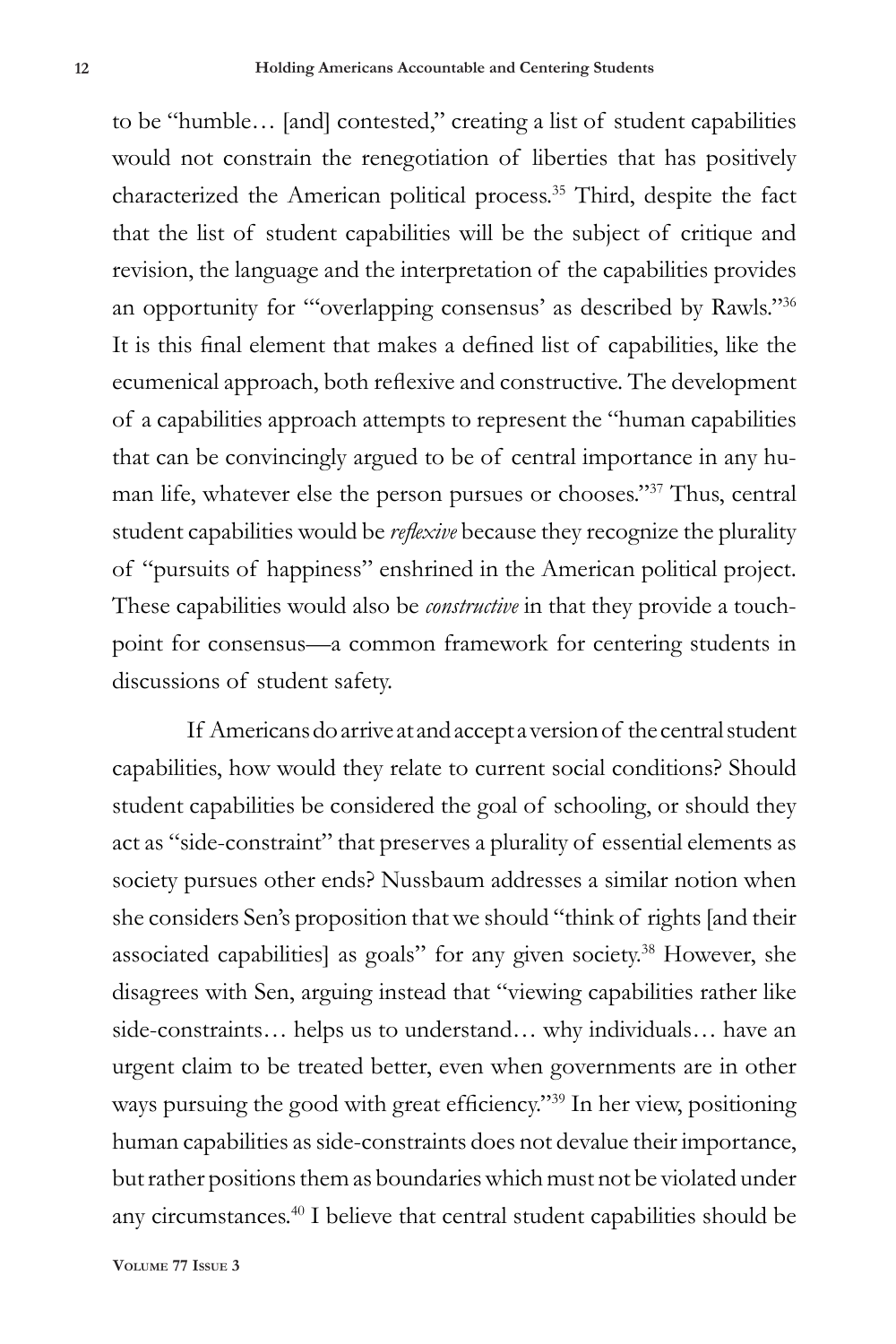to be "humble… [and] contested," creating a list of student capabilities would not constrain the renegotiation of liberties that has positively characterized the American political process.[35] Third, despite the fact that the list of student capabilities will be the subject of critique and revision, the language and the interpretation of the capabilities provides an opportunity for "'overlapping consensus' as described by Rawls."[36] It is this final element that makes a defined list of capabilities, like the ecumenical approach, both reflexive and constructive. The development of a capabilities approach attempts to represent the "human capabilities that can be convincingly argued to be of central importance in any human life, whatever else the person pursues or chooses."[37] Thus, central student capabilities would be *reflexive* because they recognize the plurality of "pursuits of happiness" enshrined in the American political project. These capabilities would also be *constructive* in that they provide a touchpoint for consensus—a common framework for centering students in discussions of student safety.

If Americans do arrive at and accept a version of the central student capabilities, how would they relate to current social conditions? Should student capabilities be considered the goal of schooling, or should they act as "side-constraint" that preserves a plurality of essential elements as society pursues other ends? Nussbaum addresses a similar notion when she considers Sen's proposition that we should "think of rights [and their associated capabilities] as goals" for any given society.[38] However, she disagrees with Sen, arguing instead that "viewing capabilities rather like side-constraints… helps us to understand… why individuals… have an urgent claim to be treated better, even when governments are in other ways pursuing the good with great efficiency."[39] In her view, positioning human capabilities as side-constraints does not devalue their importance, but rather positions them as boundaries which must not be violated under any circumstances.[40] I believe that central student capabilities should be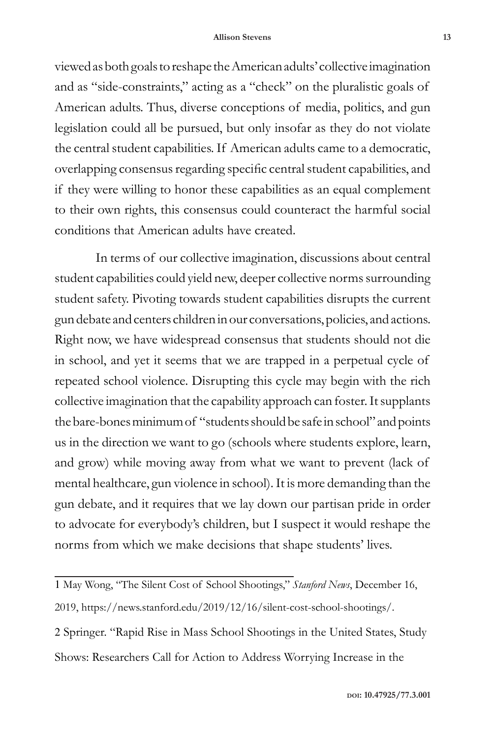viewed as both goals to reshape the American adults' collective imagination and as "side-constraints," acting as a "check" on the pluralistic goals of American adults. Thus, diverse conceptions of media, politics, and gun legislation could all be pursued, but only insofar as they do not violate the central student capabilities. If American adults came to a democratic, overlapping consensus regarding specific central student capabilities, and if they were willing to honor these capabilities as an equal complement to their own rights, this consensus could counteract the harmful social conditions that American adults have created.

In terms of our collective imagination, discussions about central student capabilities could yield new, deeper collective norms surrounding student safety. Pivoting towards student capabilities disrupts the current gun debate and centers children in our conversations, policies, and actions. Right now, we have widespread consensus that students should not die in school, and yet it seems that we are trapped in a perpetual cycle of repeated school violence. Disrupting this cycle may begin with the rich collective imagination that the capability approach can foster. It supplants the bare-bones minimum of "students should be safe in school" and points us in the direction we want to go (schools where students explore, learn, and grow) while moving away from what we want to prevent (lack of mental healthcare, gun violence in school). It is more demanding than the gun debate, and it requires that we lay down our partisan pride in order to advocate for everybody's children, but I suspect it would reshape the norms from which we make decisions that shape students' lives.

---

1 May Wong, "The Silent Cost of School Shootings," *Stanford News*, December 16, 2019, https://news.stanford.edu/2019/12/16/silent-cost-school-shootings/.

2 Springer. "Rapid Rise in Mass School Shootings in the United States, Study Shows: Researchers Call for Action to Address Worrying Increase in the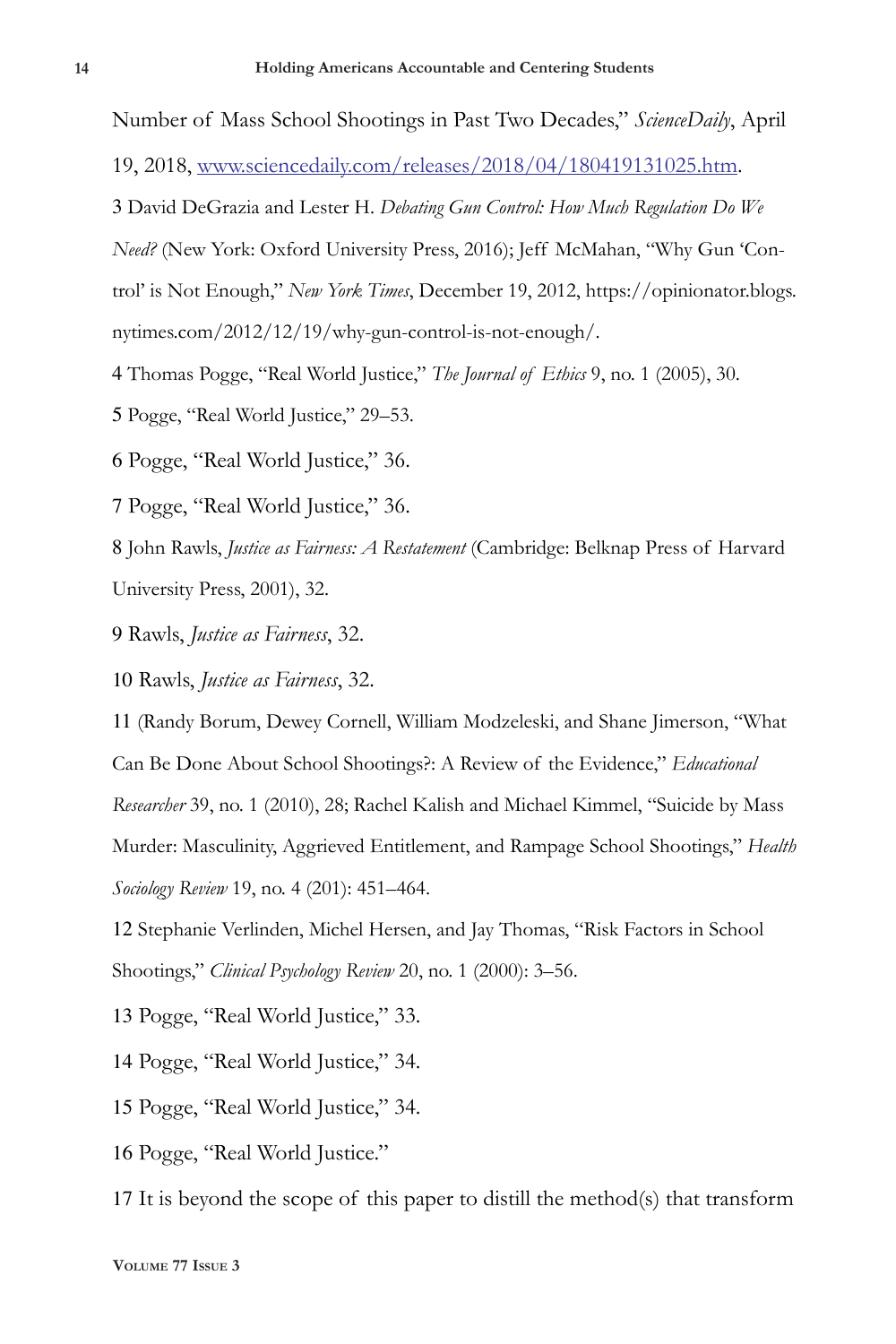Number of Mass School Shootings in Past Two Decades," *ScienceDaily*, April 19, 2018, [www.sciencedaily.com/releases/2018/04/180419131025.htm](www.sciencedaily.com/releases/2018/04/180419131025.htm).

3 David DeGrazia and Lester H. *Debating Gun Control: How Much Regulation Do We Need?* (New York: Oxford University Press, 2016); Jeff McMahan, "Why Gun 'Control' is Not Enough," *New York Times*, December 19, 2012, https://opinionator.blogs.nytimes.com/2012/12/19/why-gun-control-is-not-enough/.

4 Thomas Pogge, "Real World Justice," *The Journal of Ethics* 9, no. 1 (2005), 30.

5 Pogge, "Real World Justice," 29–53.

6 Pogge, "Real World Justice," 36.

7 Pogge, "Real World Justice," 36.

8 John Rawls, *Justice as Fairness: A Restatement* (Cambridge: Belknap Press of Harvard University Press, 2001), 32.

9 Rawls, *Justice as Fairness*, 32.

10 Rawls, *Justice as Fairness*, 32.

11 (Randy Borum, Dewey Cornell, William Modzeleski, and Shane Jimerson, "What Can Be Done About School Shootings?: A Review of the Evidence," *Educational Researcher* 39, no. 1 (2010), 28; Rachel Kalish and Michael Kimmel, "Suicide by Mass Murder: Masculinity, Aggrieved Entitlement, and Rampage School Shootings," *Health Sociology Review* 19, no. 4 (201): 451–464.

12 Stephanie Verlinden, Michel Hersen, and Jay Thomas, "Risk Factors in School Shootings," *Clinical Psychology Review* 20, no. 1 (2000): 3–56.

13 Pogge, "Real World Justice," 33.

14 Pogge, "Real World Justice," 34.

15 Pogge, "Real World Justice," 34.

16 Pogge, "Real World Justice."

17 It is beyond the scope of this paper to distill the method(s) that transform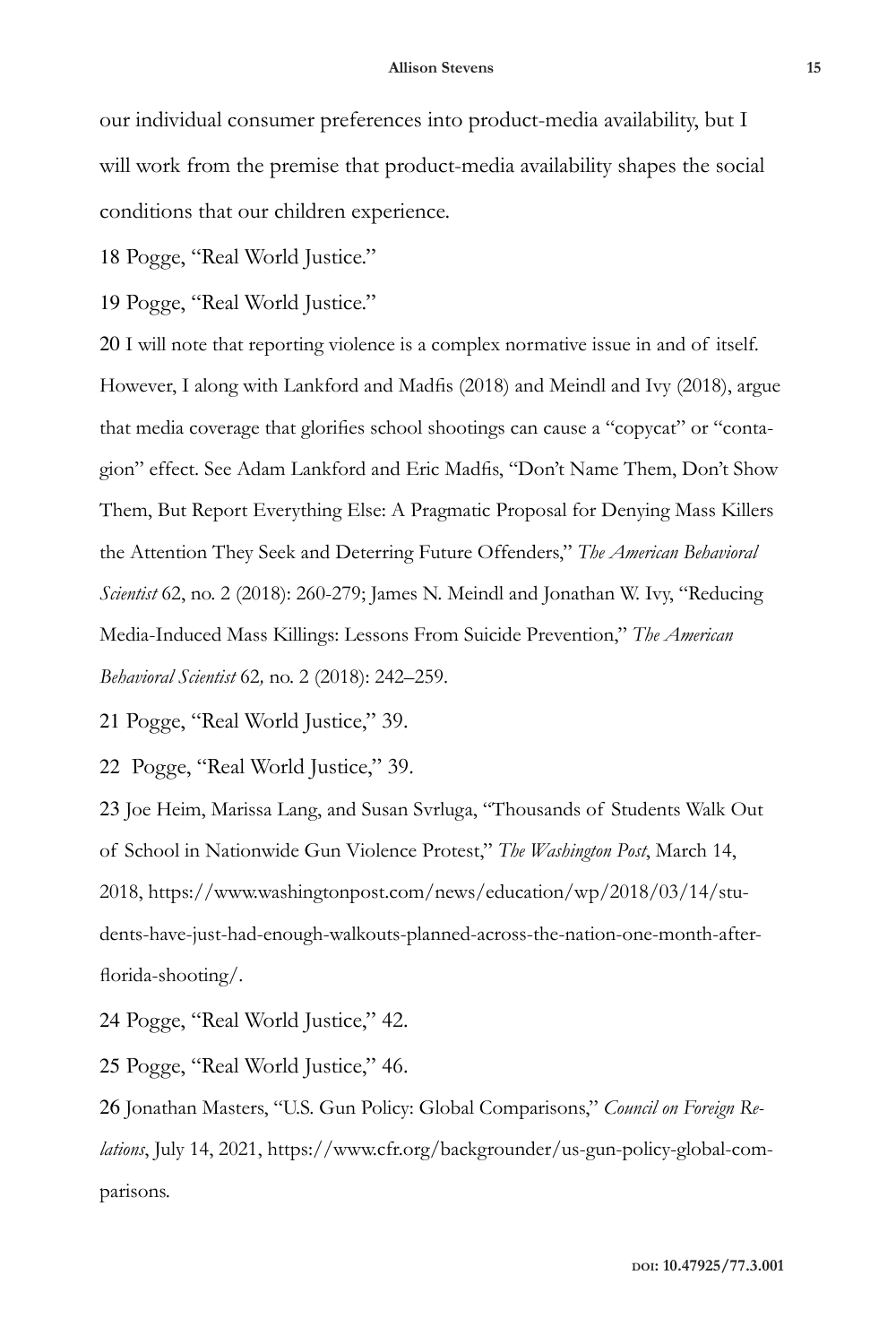our individual consumer preferences into product-media availability, but I will work from the premise that product-media availability shapes the social conditions that our children experience.

18 Pogge, "Real World Justice."

19 Pogge, "Real World Justice."

20 I will note that reporting violence is a complex normative issue in and of itself. However, I along with Lankford and Madfis (2018) and Meindl and Ivy (2018), argue that media coverage that glorifies school shootings can cause a "copycat" or "contagion" effect. See Adam Lankford and Eric Madfis, "Don't Name Them, Don't Show Them, But Report Everything Else: A Pragmatic Proposal for Denying Mass Killers the Attention They Seek and Deterring Future Offenders," *The American Behavioral Scientist* 62, no. 2 (2018): 260-279; James N. Meindl and Jonathan W. Ivy, "Reducing Media-Induced Mass Killings: Lessons From Suicide Prevention," *The American Behavioral Scientist* 62, no. 2 (2018): 242–259.

21 Pogge, "Real World Justice," 39.

22 Pogge, "Real World Justice," 39.

23 Joe Heim, Marissa Lang, and Susan Svrluga, "Thousands of Students Walk Out of School in Nationwide Gun Violence Protest," *The Washington Post*, March 14, 2018, https://www.washingtonpost.com/news/education/wp/2018/03/14/students-have-just-had-enough-walkouts-planned-across-the-nation-one-month-after-florida-shooting/.

24 Pogge, "Real World Justice," 42.

25 Pogge, "Real World Justice," 46.

26 Jonathan Masters, "U.S. Gun Policy: Global Comparisons," *Council on Foreign Relations*, July 14, 2021, https://www.cfr.org/backgrounder/us-gun-policy-global-comparisons.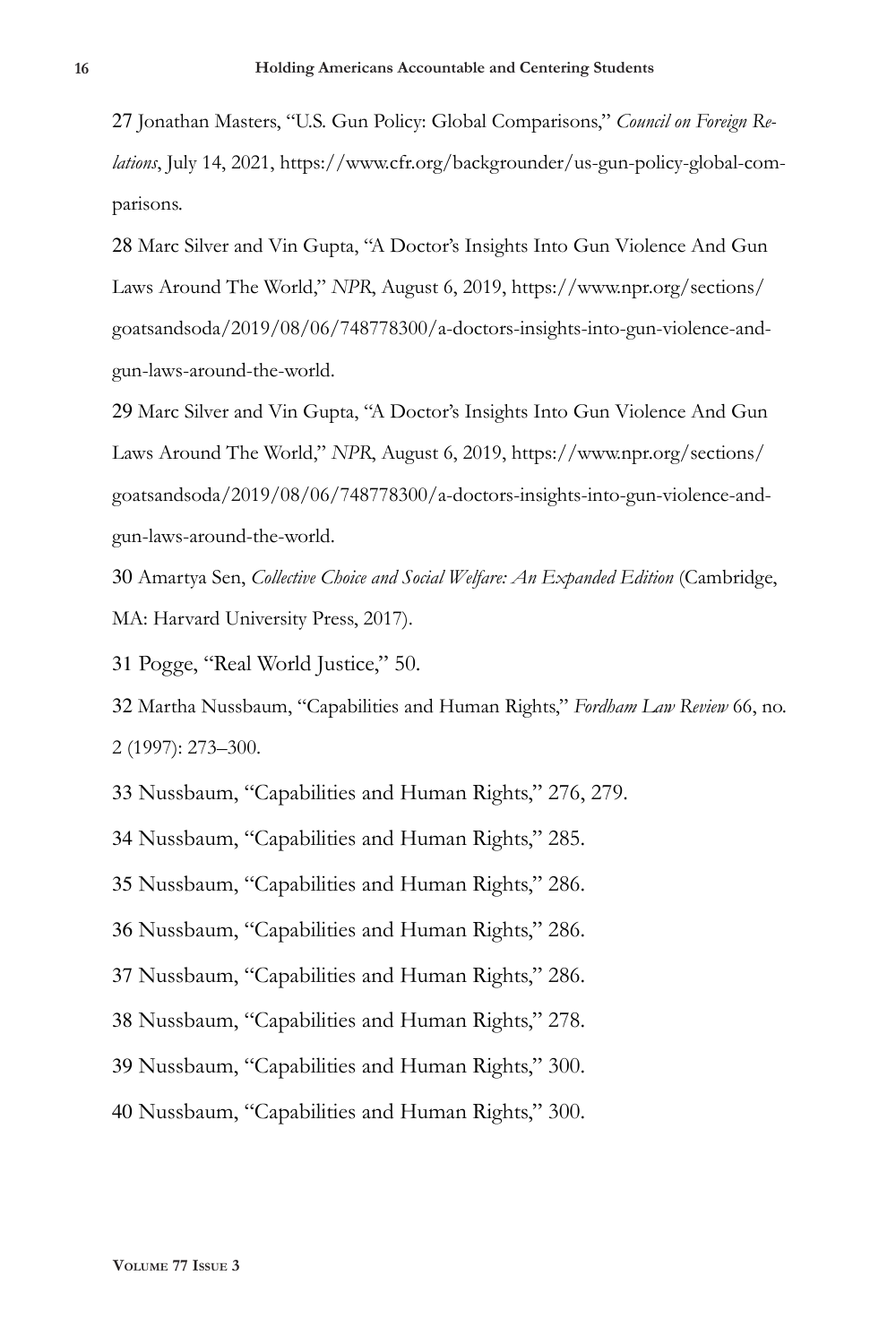27 Jonathan Masters, "U.S. Gun Policy: Global Comparisons," *Council on Foreign Relations*, July 14, 2021, https://www.cfr.org/backgrounder/us-gun-policy-global-comparisons.

28 Marc Silver and Vin Gupta, "A Doctor's Insights Into Gun Violence And Gun Laws Around The World," *NPR*, August 6, 2019, https://www.npr.org/sections/goatsandsoda/2019/08/06/748778300/a-doctors-insights-into-gun-violence-and-gun-laws-around-the-world.

29 Marc Silver and Vin Gupta, "A Doctor's Insights Into Gun Violence And Gun Laws Around The World," *NPR*, August 6, 2019, https://www.npr.org/sections/goatsandsoda/2019/08/06/748778300/a-doctors-insights-into-gun-violence-and-gun-laws-around-the-world.

30 Amartya Sen, *Collective Choice and Social Welfare: An Expanded Edition* (Cambridge, MA: Harvard University Press, 2017).

31 Pogge, "Real World Justice," 50.

32 Martha Nussbaum, "Capabilities and Human Rights," *Fordham Law Review* 66, no. 2 (1997): 273–300.

33 Nussbaum, "Capabilities and Human Rights," 276, 279.

34 Nussbaum, "Capabilities and Human Rights," 285.

35 Nussbaum, "Capabilities and Human Rights," 286.

36 Nussbaum, "Capabilities and Human Rights," 286.

37 Nussbaum, "Capabilities and Human Rights," 286.

38 Nussbaum, "Capabilities and Human Rights," 278.

39 Nussbaum, "Capabilities and Human Rights," 300.

40 Nussbaum, "Capabilities and Human Rights," 300.